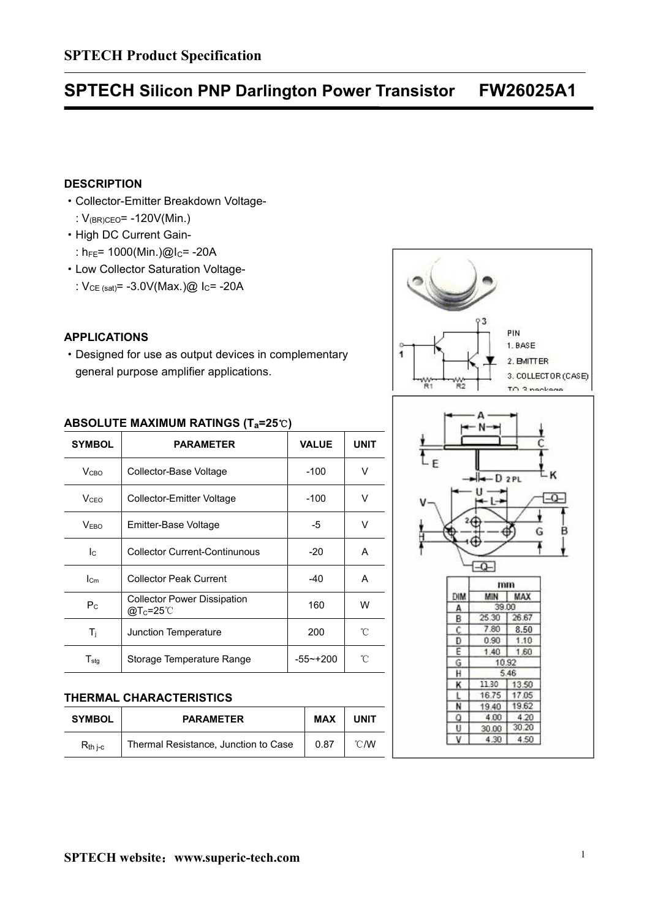# SPTECH Product Specification

## SPTECH Silicon PNP Darlington Power Transistor FW26025A1

### DESCRIPTION

- Collector-Emitter Breakdown Voltage-
  : $V_{(BR)CEO}$= -120V(Min.)
- High DC Current Gain-
  : $h_{FE}$= 1000(Min.)@$I_C$= -20A
- Low Collector Saturation Voltage-
  : $V_{CE(sat)}$= -3.0V(Max.)@ $I_C$= -20A

### APPLICATIONS

- Designed for use as output devices in complementary general purpose amplifier applications.

PIN
1. BASE
2. EMITTER
3. COLLECTOR (CASE)

TO-3 package

### ABSOLUTE MAXIMUM RATINGS ($T_a$=25℃)

| SYMBOL | PARAMETER | VALUE | UNIT |
|---|---|---|---|
| $V_{CBO}$ | Collector-Base Voltage | -100 | V |
| $V_{CEO}$ | Collector-Emitter Voltage | -100 | V |
| $V_{EBO}$ | Emitter-Base Voltage | -5 | V |
| $I_C$ | Collector Current-Continunous | -20 | A |
| $I_{Cm}$ | Collector Peak Current | -40 | A |
| $P_C$ | Collector Power Dissipation @$T_C$=25℃ | 160 | W |
| $T_j$ | Junction Temperature | 200 | ℃ |
| $T_{stg}$ | Storage Temperature Range | -55~+200 | ℃ |

### THERMAL CHARACTERISTICS

| SYMBOL | PARAMETER | MAX | UNIT |
|---|---|---|---|
| $R_{th\ j-c}$ | Thermal Resistance, Junction to Case | 0.87 | ℃/W |

| DIM | mm MIN | mm MAX |
|---|---|---|
| A | 39.00 | |
| B | 25.30 | 26.67 |
| C | 7.80 | 8.50 |
| D | 0.90 | 1.10 |
| E | 1.40 | 1.60 |
| G | 10.92 | |
| H | 5.46 | |
| K | 11.30 | 13.50 |
| L | 16.75 | 17.05 |
| N | 19.40 | 19.62 |
| Q | 4.00 | 4.20 |
| U | 30.00 | 30.20 |
| V | 4.30 | 4.50 |

SPTECH website：www.superic-tech.com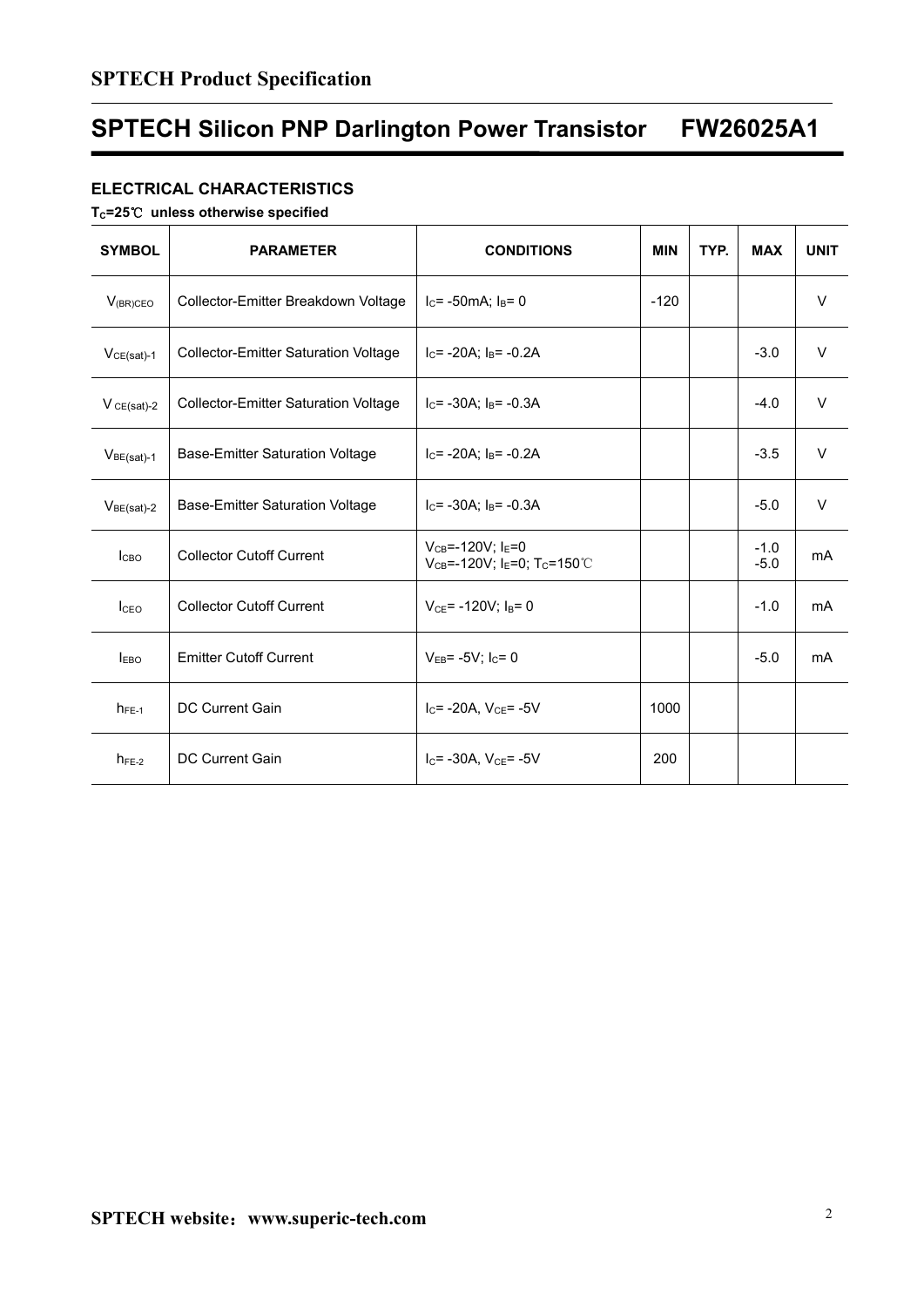## SPTECH Silicon PNP Darlington Power Transistor FW26025A1

### ELECTRICAL CHARACTERISTICS

$T_C$=25℃ unless otherwise specified

| SYMBOL | PARAMETER | CONDITIONS | MIN | TYP. | MAX | UNIT |
|---|---|---|---|---|---|---|
| $V_{(BR)CEO}$ | Collector-Emitter Breakdown Voltage | $I_C$= -50mA; $I_B$= 0 | -120 | | | V |
| $V_{CE(sat)-1}$ | Collector-Emitter Saturation Voltage | $I_C$= -20A; $I_B$= -0.2A | | | -3.0 | V |
| $V_{CE(sat)-2}$ | Collector-Emitter Saturation Voltage | $I_C$= -30A; $I_B$= -0.3A | | | -4.0 | V |
| $V_{BE(sat)-1}$ | Base-Emitter Saturation Voltage | $I_C$= -20A; $I_B$= -0.2A | | | -3.5 | V |
| $V_{BE(sat)-2}$ | Base-Emitter Saturation Voltage | $I_C$= -30A; $I_B$= -0.3A | | | -5.0 | V |
| $I_{CBO}$ | Collector Cutoff Current | $V_{CB}$=-120V; $I_E$=0<br>$V_{CB}$=-120V; $I_E$=0; $T_C$=150℃ | | | -1.0<br>-5.0 | mA |
| $I_{CEO}$ | Collector Cutoff Current | $V_{CE}$= -120V; $I_B$= 0 | | | -1.0 | mA |
| $I_{EBO}$ | Emitter Cutoff Current | $V_{EB}$= -5V; $I_C$= 0 | | | -5.0 | mA |
| $h_{FE-1}$ | DC Current Gain | $I_C$= -20A, $V_{CE}$= -5V | 1000 | | | |
| $h_{FE-2}$ | DC Current Gain | $I_C$= -30A, $V_{CE}$= -5V | 200 | | | |